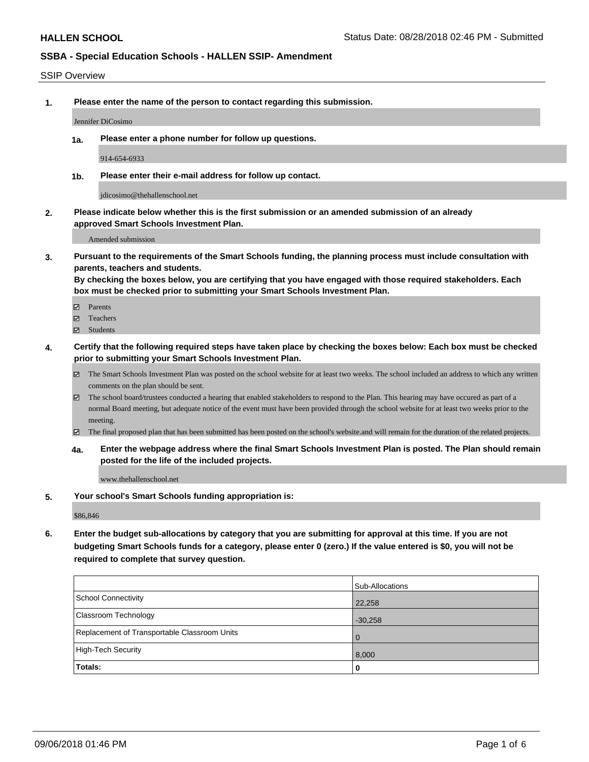**HALLEN SCHOOL** Status Date: 08/28/2018 02:46 PM - Submitted

**SSBA - Special Education Schools - HALLEN SSIP- Amendment**

SSIP Overview

**1. Please enter the name of the person to contact regarding this submission.**

Jennifer DiCosimo

**1a. Please enter a phone number for follow up questions.**

914-654-6933

**1b. Please enter their e-mail address for follow up contact.**

jdicosimo@thehallenschool.net

**2. Please indicate below whether this is the first submission or an amended submission of an already approved Smart Schools Investment Plan.**

Amended submission

**3. Pursuant to the requirements of the Smart Schools funding, the planning process must include consultation with parents, teachers and students.**
**By checking the boxes below, you are certifying that you have engaged with those required stakeholders. Each box must be checked prior to submitting your Smart Schools Investment Plan.**

- ☑ Parents
- ☑ Teachers
- ☑ Students

**4. Certify that the following required steps have taken place by checking the boxes below: Each box must be checked prior to submitting your Smart Schools Investment Plan.**

- ☑ The Smart Schools Investment Plan was posted on the school website for at least two weeks. The school included an address to which any written comments on the plan should be sent.
- ☑ The school board/trustees conducted a hearing that enabled stakeholders to respond to the Plan. This hearing may have occured as part of a normal Board meeting, but adequate notice of the event must have been provided through the school website for at least two weeks prior to the meeting.
- ☑ The final proposed plan that has been submitted has been posted on the school's website.and will remain for the duration of the related projects.

**4a. Enter the webpage address where the final Smart Schools Investment Plan is posted. The Plan should remain posted for the life of the included projects.**

www.thehallenschool.net

**5. Your school's Smart Schools funding appropriation is:**

$86,846

**6. Enter the budget sub-allocations by category that you are submitting for approval at this time. If you are not budgeting Smart Schools funds for a category, please enter 0 (zero.) If the value entered is $0, you will not be required to complete that survey question.**

| | Sub-Allocations |
|---|---|
| School Connectivity | 22,258 |
| Classroom Technology | -30,258 |
| Replacement of Transportable Classroom Units | 0 |
| High-Tech Security | 8,000 |
| **Totals:** | **0** |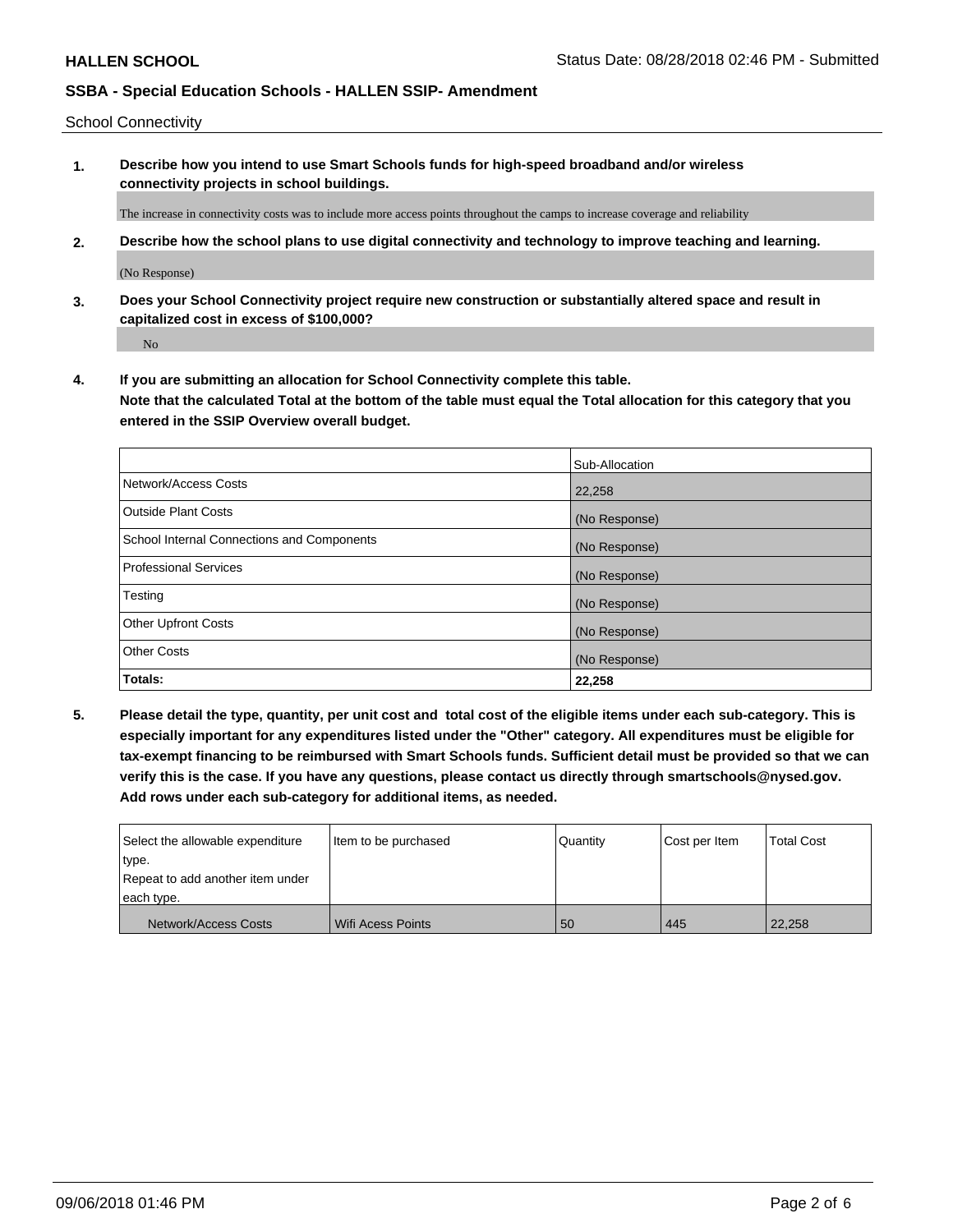School Connectivity

1. **Describe how you intend to use Smart Schools funds for high-speed broadband and/or wireless connectivity projects in school buildings.**

   The increase in connectivity costs was to include more access points throughout the camps to increase coverage and reliability

2. **Describe how the school plans to use digital connectivity and technology to improve teaching and learning.**

   (No Response)

3. **Does your School Connectivity project require new construction or substantially altered space and result in capitalized cost in excess of $100,000?**

   No

4. **If you are submitting an allocation for School Connectivity complete this table. Note that the calculated Total at the bottom of the table must equal the Total allocation for this category that you entered in the SSIP Overview overall budget.**

| | Sub-Allocation |
|---|---|
| Network/Access Costs | 22,258 |
| Outside Plant Costs | (No Response) |
| School Internal Connections and Components | (No Response) |
| Professional Services | (No Response) |
| Testing | (No Response) |
| Other Upfront Costs | (No Response) |
| Other Costs | (No Response) |
| **Totals:** | **22,258** |

5. **Please detail the type, quantity, per unit cost and total cost of the eligible items under each sub-category. This is especially important for any expenditures listed under the "Other" category. All expenditures must be eligible for tax-exempt financing to be reimbursed with Smart Schools funds. Sufficient detail must be provided so that we can verify this is the case. If you have any questions, please contact us directly through smartschools@nysed.gov. Add rows under each sub-category for additional items, as needed.**

| Select the allowable expenditure type. Repeat to add another item under each type. | Item to be purchased | Quantity | Cost per Item | Total Cost |
|---|---|---|---|---|
| Network/Access Costs | Wifi Acess Points | 50 | 445 | 22,258 |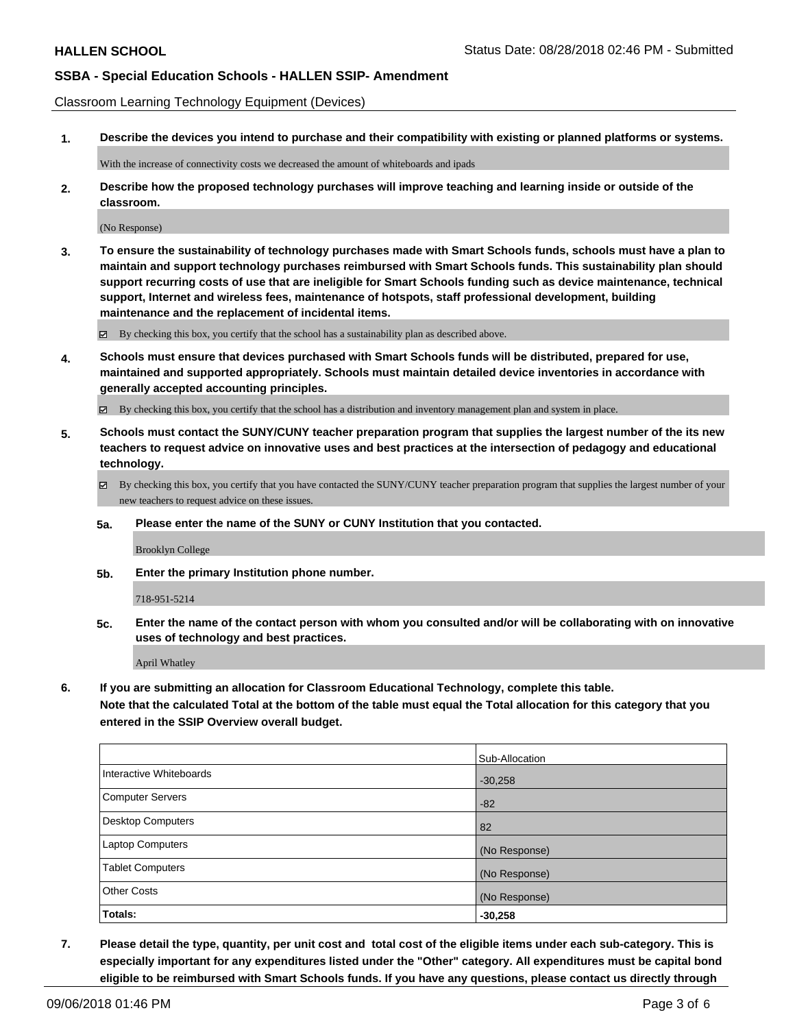Classroom Learning Technology Equipment (Devices)

**1. Describe the devices you intend to purchase and their compatibility with existing or planned platforms or systems.**

With the increase of connectivity costs we decreased the amount of whiteboards and ipads

**2. Describe how the proposed technology purchases will improve teaching and learning inside or outside of the classroom.**

(No Response)

**3. To ensure the sustainability of technology purchases made with Smart Schools funds, schools must have a plan to maintain and support technology purchases reimbursed with Smart Schools funds. This sustainability plan should support recurring costs of use that are ineligible for Smart Schools funding such as device maintenance, technical support, Internet and wireless fees, maintenance of hotspots, staff professional development, building maintenance and the replacement of incidental items.**

☑ By checking this box, you certify that the school has a sustainability plan as described above.

**4. Schools must ensure that devices purchased with Smart Schools funds will be distributed, prepared for use, maintained and supported appropriately. Schools must maintain detailed device inventories in accordance with generally accepted accounting principles.**

☑ By checking this box, you certify that the school has a distribution and inventory management plan and system in place.

**5. Schools must contact the SUNY/CUNY teacher preparation program that supplies the largest number of the its new teachers to request advice on innovative uses and best practices at the intersection of pedagogy and educational technology.**

☑ By checking this box, you certify that you have contacted the SUNY/CUNY teacher preparation program that supplies the largest number of your new teachers to request advice on these issues.

**5a. Please enter the name of the SUNY or CUNY Institution that you contacted.**

Brooklyn College

**5b. Enter the primary Institution phone number.**

718-951-5214

**5c. Enter the name of the contact person with whom you consulted and/or will be collaborating with on innovative uses of technology and best practices.**

April Whatley

**6. If you are submitting an allocation for Classroom Educational Technology, complete this table. Note that the calculated Total at the bottom of the table must equal the Total allocation for this category that you entered in the SSIP Overview overall budget.**

| | Sub-Allocation |
|---|---|
| Interactive Whiteboards | -30,258 |
| Computer Servers | -82 |
| Desktop Computers | 82 |
| Laptop Computers | (No Response) |
| Tablet Computers | (No Response) |
| Other Costs | (No Response) |
| **Totals:** | **-30,258** |

**7. Please detail the type, quantity, per unit cost and total cost of the eligible items under each sub-category. This is especially important for any expenditures listed under the "Other" category. All expenditures must be capital bond eligible to be reimbursed with Smart Schools funds. If you have any questions, please contact us directly through**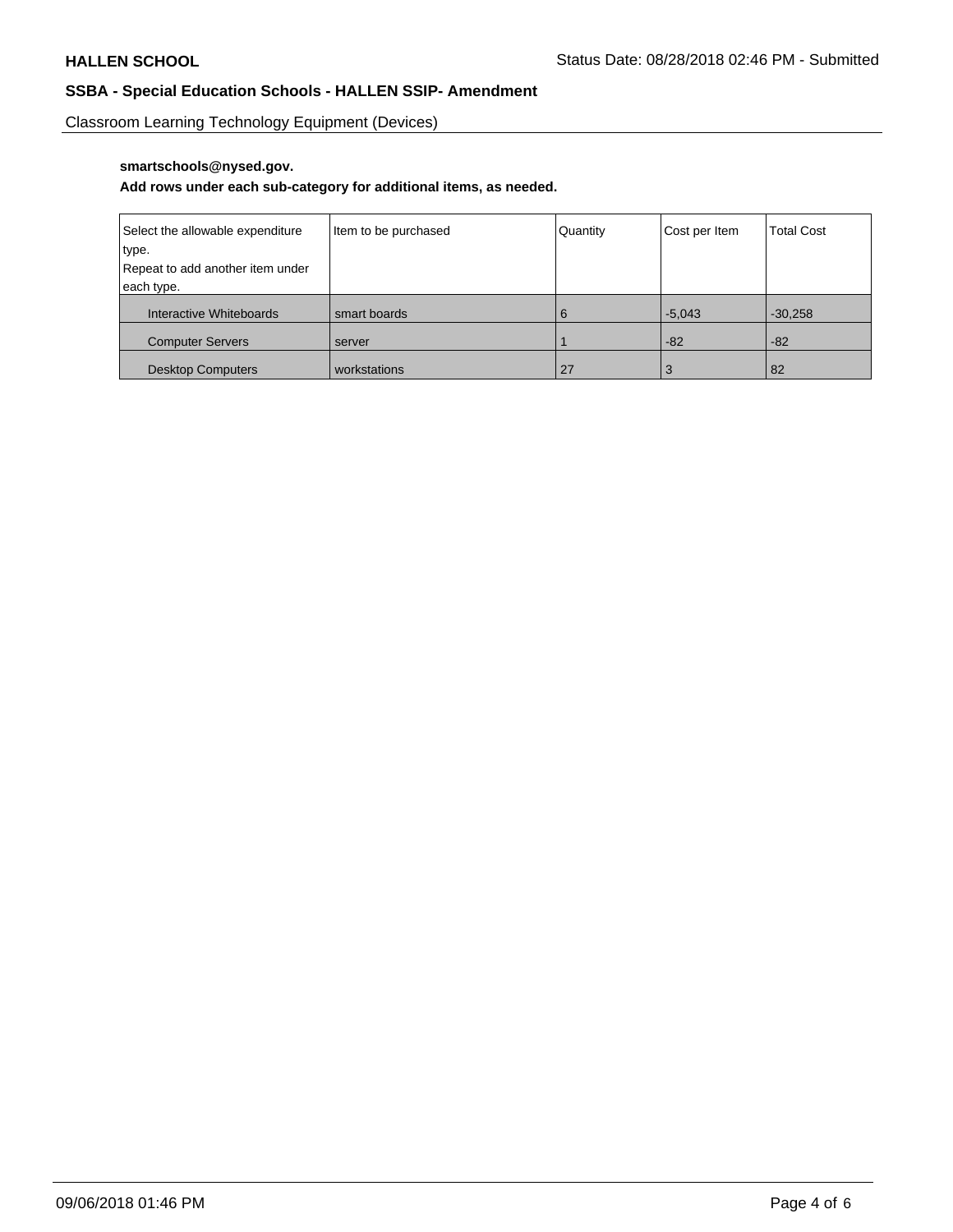Classroom Learning Technology Equipment (Devices)

**smartschools@nysed.gov.**

**Add rows under each sub-category for additional items, as needed.**

| Select the allowable expenditure type. Repeat to add another item under each type. | Item to be purchased | Quantity | Cost per Item | Total Cost |
|---|---|---|---|---|
| Interactive Whiteboards | smart boards | 6 | -5,043 | -30,258 |
| Computer Servers | server | 1 | -82 | -82 |
| Desktop Computers | workstations | 27 | 3 | 82 |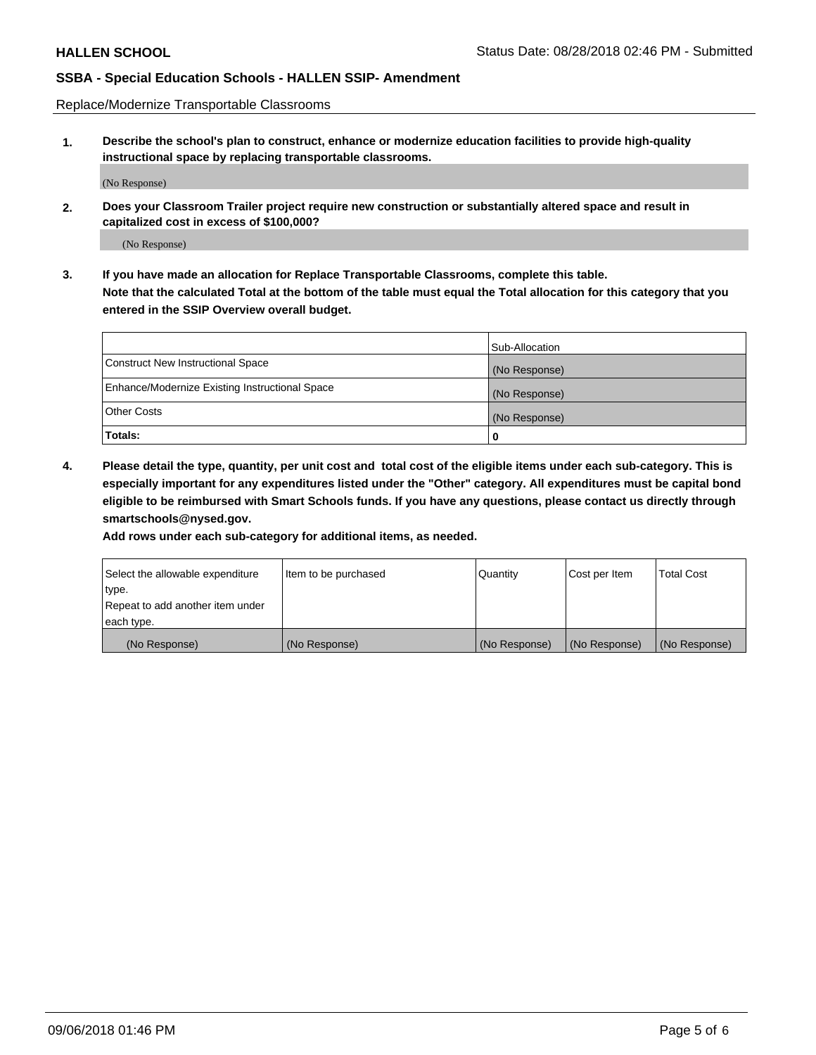Replace/Modernize Transportable Classrooms

**1. Describe the school's plan to construct, enhance or modernize education facilities to provide high-quality instructional space by replacing transportable classrooms.**

(No Response)

**2. Does your Classroom Trailer project require new construction or substantially altered space and result in capitalized cost in excess of $100,000?**

(No Response)

**3. If you have made an allocation for Replace Transportable Classrooms, complete this table.**
**Note that the calculated Total at the bottom of the table must equal the Total allocation for this category that you entered in the SSIP Overview overall budget.**

| | Sub-Allocation |
|---|---|
| Construct New Instructional Space | (No Response) |
| Enhance/Modernize Existing Instructional Space | (No Response) |
| Other Costs | (No Response) |
| **Totals:** | **0** |

**4. Please detail the type, quantity, per unit cost and total cost of the eligible items under each sub-category. This is especially important for any expenditures listed under the "Other" category. All expenditures must be capital bond eligible to be reimbursed with Smart Schools funds. If you have any questions, please contact us directly through smartschools@nysed.gov.**

**Add rows under each sub-category for additional items, as needed.**

| Select the allowable expenditure type. Repeat to add another item under each type. | Item to be purchased | Quantity | Cost per Item | Total Cost |
|---|---|---|---|---|
| (No Response) | (No Response) | (No Response) | (No Response) | (No Response) |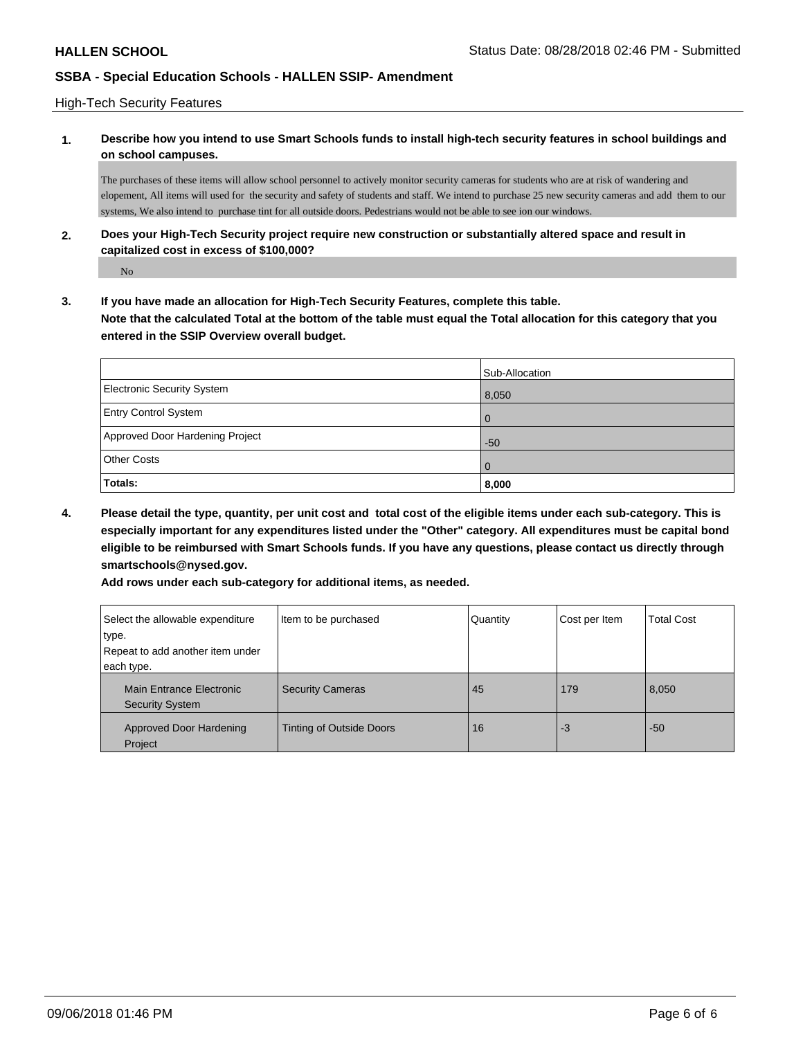High-Tech Security Features

**1. Describe how you intend to use Smart Schools funds to install high-tech security features in school buildings and on school campuses.**

The purchases of these items will allow school personnel to actively monitor security cameras for students who are at risk of wandering and elepement, All items will used for the security and safety of students and staff. We intend to purchase 25 new security cameras and add them to our systems, We also intend to purchase tint for all outside doors. Pedestrians would not be able to see ion our windows.

**2. Does your High-Tech Security project require new construction or substantially altered space and result in capitalized cost in excess of $100,000?**

No

**3. If you have made an allocation for High-Tech Security Features, complete this table.**
**Note that the calculated Total at the bottom of the table must equal the Total allocation for this category that you entered in the SSIP Overview overall budget.**

| | Sub-Allocation |
|---|---|
| Electronic Security System | 8,050 |
| Entry Control System | 0 |
| Approved Door Hardening Project | -50 |
| Other Costs | 0 |
| **Totals:** | **8,000** |

**4. Please detail the type, quantity, per unit cost and total cost of the eligible items under each sub-category. This is especially important for any expenditures listed under the "Other" category. All expenditures must be capital bond eligible to be reimbursed with Smart Schools funds. If you have any questions, please contact us directly through smartschools@nysed.gov.**

**Add rows under each sub-category for additional items, as needed.**

| Select the allowable expenditure type. Repeat to add another item under each type. | Item to be purchased | Quantity | Cost per Item | Total Cost |
|---|---|---|---|---|
| Main Entrance Electronic Security System | Security Cameras | 45 | 179 | 8,050 |
| Approved Door Hardening Project | Tinting of Outside Doors | 16 | -3 | -50 |